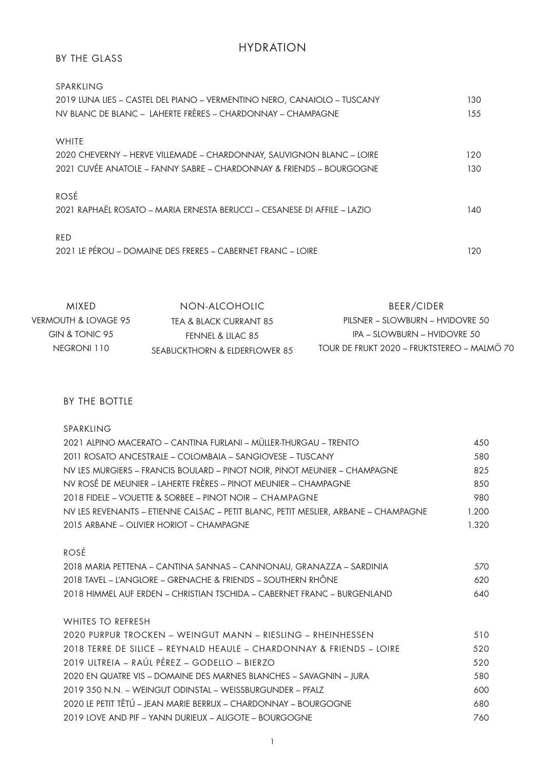# HYDRATION

## BY THE GLASS

### SPARKLING

| | |
|---|---|
| 2019 LUNA LIES – CASTEL DEL PIANO – VERMENTINO NERO, CANAIOLO – TUSCANY | 130 |
| NV BLANC DE BLANC – LAHERTE FRÈRES – CHARDONNAY – CHAMPAGNE | 155 |

### WHITE

| | |
|---|---|
| 2020 CHEVERNY – HERVE VILLEMADE – CHARDONNAY, SAUVIGNON BLANC – LOIRE | 120 |
| 2021 CUVÉE ANATOLE – FANNY SABRE – CHARDONNAY & FRIENDS – BOURGOGNE | 130 |

### ROSÉ

| | |
|---|---|
| 2021 RAPHAËL ROSATO – MARIA ERNESTA BERUCCI – CESANESE DI AFFILE – LAZIO | 140 |

### RED

| | |
|---|---|
| 2021 LE PÉROU – DOMAINE DES FRERES – CABERNET FRANC – LOIRE | 120 |

### MIXED

VERMOUTH & LOVAGE 95
GIN & TONIC 95
NEGRONI 110

### NON-ALCOHOLIC

TEA & BLACK CURRANT 85
FENNEL & LILAC 85
SEABUCKTHORN & ELDERFLOWER 85

### BEER/CIDER

PILSNER – SLOWBURN – HVIDOVRE 50
IPA – SLOWBURN – HVIDOVRE 50
TOUR DE FRUKT 2020 – FRUKTSTEREO – MALMÖ 70

## BY THE BOTTLE

### SPARKLING

| | |
|---|---|
| 2021 ALPINO MACERATO – CANTINA FURLANI – MÜLLER-THURGAU – TRENTO | 450 |
| 2011 ROSATO ANCESTRALE – COLOMBAIA – SANGIOVESE – TUSCANY | 580 |
| NV LES MURGIERS – FRANCIS BOULARD – PINOT NOIR, PINOT MEUNIER – CHAMPAGNE | 825 |
| NV ROSÉ DE MEUNIER – LAHERTE FRÈRES – PINOT MEUNIER – CHAMPAGNE | 850 |
| 2018 FIDELE – VOUETTE & SORBEE – PINOT NOIR – CHAMPAGNE | 980 |
| NV LES REVENANTS – ETIENNE CALSAC – PETIT BLANC, PETIT MESLIER, ARBANE – CHAMPAGNE | 1.200 |
| 2015 ARBANE – OLIVIER HORIOT – CHAMPAGNE | 1.320 |

### ROSÉ

| | |
|---|---|
| 2018 MARIA PETTENA – CANTINA SANNAS – CANNONAU, GRANAZZA – SARDINIA | 570 |
| 2018 TAVEL – L'ANGLORE – GRENACHE & FRIENDS – SOUTHERN RHÔNE | 620 |
| 2018 HIMMEL AUF ERDEN – CHRISTIAN TSCHIDA – CABERNET FRANC – BURGENLAND | 640 |

### WHITES TO REFRESH

| | |
|---|---|
| 2020 PURPUR TROCKEN – WEINGUT MANN – RIESLING – RHEINHESSEN | 510 |
| 2018 TERRE DE SILICE – REYNALD HEAULE – CHARDONNAY & FRIENDS – LOIRE | 520 |
| 2019 ULTREIA – RAÚL PÉREZ – GODELLO – BIERZO | 520 |
| 2020 EN QUATRE VIS – DOMAINE DES MARNES BLANCHES – SAVAGNIN – JURA | 580 |
| 2019 350 N.N. – WEINGUT ODINSTAL – WEISSBURGUNDER – PFALZ | 600 |
| 2020 LE PETIT TÊTÚ – JEAN MARIE BERRUX – CHARDONNAY – BOURGOGNE | 680 |
| 2019 LOVE AND PIF – YANN DURIEUX – ALIGOTE – BOURGOGNE | 760 |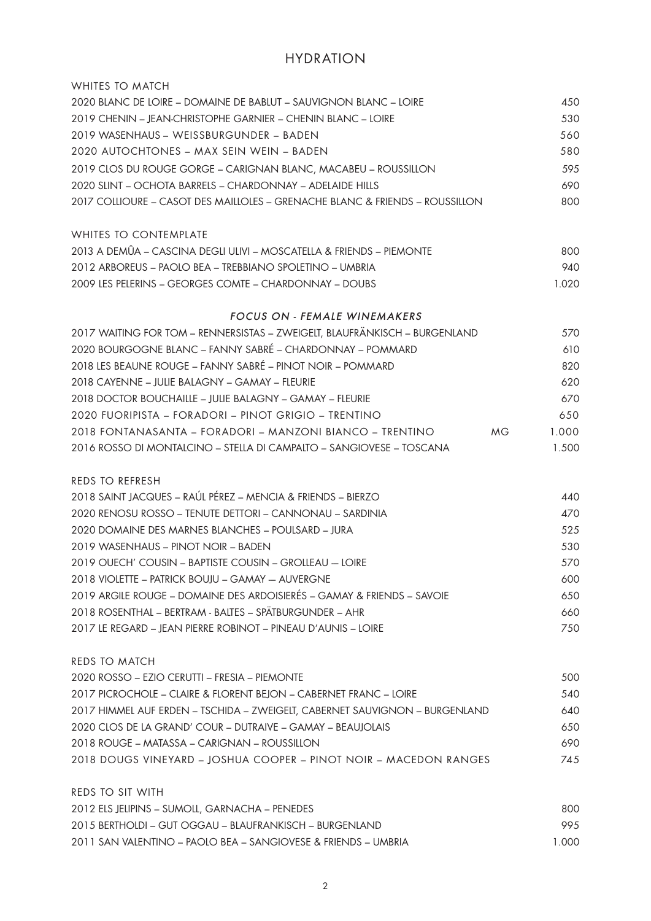# HYDRATION

## WHITES TO MATCH

| | | |
|---|---|---|
| 2020 BLANC DE LOIRE – DOMAINE DE BABLUT – SAUVIGNON BLANC – LOIRE | | 450 |
| 2019 CHENIN – JEAN-CHRISTOPHE GARNIER – CHENIN BLANC – LOIRE | | 530 |
| 2019 WASENHAUS – WEISSBURGUNDER – BADEN | | 560 |
| 2020 AUTOCHTONES – MAX SEIN WEIN – BADEN | | 580 |
| 2019 CLOS DU ROUGE GORGE – CARIGNAN BLANC, MACABEU – ROUSSILLON | | 595 |
| 2020 SLINT – OCHOTA BARRELS – CHARDONNAY – ADELAIDE HILLS | | 690 |
| 2017 COLLIOURE – CASOT DES MAILLOLES – GRENACHE BLANC & FRIENDS – ROUSSILLON | | 800 |

## WHITES TO CONTEMPLATE

| | | |
|---|---|---|
| 2013 A DEMÛA – CASCINA DEGLI ULIVI – MOSCATELLA & FRIENDS – PIEMONTE | | 800 |
| 2012 ARBOREUS – PAOLO BEA – TREBBIANO SPOLETINO – UMBRIA | | 940 |
| 2009 LES PELERINS – GEORGES COMTE – CHARDONNAY – DOUBS | | 1.020 |

## *FOCUS ON - FEMALE WINEMAKERS*

| | | |
|---|---|---|
| 2017 WAITING FOR TOM – RENNERSISTAS – ZWEIGELT, BLAUFRÄNKISCH – BURGENLAND | | 570 |
| 2020 BOURGOGNE BLANC – FANNY SABRÉ – CHARDONNAY – POMMARD | | 610 |
| 2018 LES BEAUNE ROUGE – FANNY SABRÉ – PINOT NOIR – POMMARD | | 820 |
| 2018 CAYENNE – JULIE BALAGNY – GAMAY – FLEURIE | | 620 |
| 2018 DOCTOR BOUCHAILLE – JULIE BALAGNY – GAMAY – FLEURIE | | 670 |
| 2020 FUORIPISTA – FORADORI – PINOT GRIGIO – TRENTINO | | 650 |
| 2018 FONTANASANTA – FORADORI – MANZONI BIANCO – TRENTINO | MG | 1.000 |
| 2016 ROSSO DI MONTALCINO – STELLA DI CAMPALTO – SANGIOVESE – TOSCANA | | 1.500 |

## REDS TO REFRESH

| | | |
|---|---|---|
| 2018 SAINT JACQUES – RAÚL PÉREZ – MENCIA & FRIENDS – BIERZO | | 440 |
| 2020 RENOSU ROSSO – TENUTE DETTORI – CANNONAU – SARDINIA | | 470 |
| 2020 DOMAINE DES MARNES BLANCHES – POULSARD – JURA | | 525 |
| 2019 WASENHAUS – PINOT NOIR – BADEN | | 530 |
| 2019 OUECH' COUSIN – BAPTISTE COUSIN – GROLLEAU – LOIRE | | 570 |
| 2018 VIOLETTE – PATRICK BOUJU – GAMAY – AUVERGNE | | 600 |
| 2019 ARGILE ROUGE – DOMAINE DES ARDOISIERÉS – GAMAY & FRIENDS – SAVOIE | | 650 |
| 2018 ROSENTHAL – BERTRAM - BALTES – SPÄTBURGUNDER – AHR | | 660 |
| 2017 LE REGARD – JEAN PIERRE ROBINOT – PINEAU D'AUNIS – LOIRE | | 750 |

## REDS TO MATCH

| | | |
|---|---|---|
| 2020 ROSSO – EZIO CERUTTI – FRESIA – PIEMONTE | | 500 |
| 2017 PICROCHOLE – CLAIRE & FLORENT BEJON – CABERNET FRANC – LOIRE | | 540 |
| 2017 HIMMEL AUF ERDEN – TSCHIDA – ZWEIGELT, CABERNET SAUVIGNON – BURGENLAND | | 640 |
| 2020 CLOS DE LA GRAND' COUR – DUTRAIVE – GAMAY – BEAUJOLAIS | | 650 |
| 2018 ROUGE – MATASSA – CARIGNAN – ROUSSILLON | | 690 |
| 2018 DOUGS VINEYARD – JOSHUA COOPER – PINOT NOIR – MACEDON RANGES | | 745 |

## REDS TO SIT WITH

| | | |
|---|---|---|
| 2012 ELS JELIPINS – SUMOLL, GARNACHA – PENEDES | | 800 |
| 2015 BERTHOLDI – GUT OGGAU – BLAUFRANKISCH – BURGENLAND | | 995 |
| 2011 SAN VALENTINO – PAOLO BEA – SANGIOVESE & FRIENDS – UMBRIA | | 1.000 |